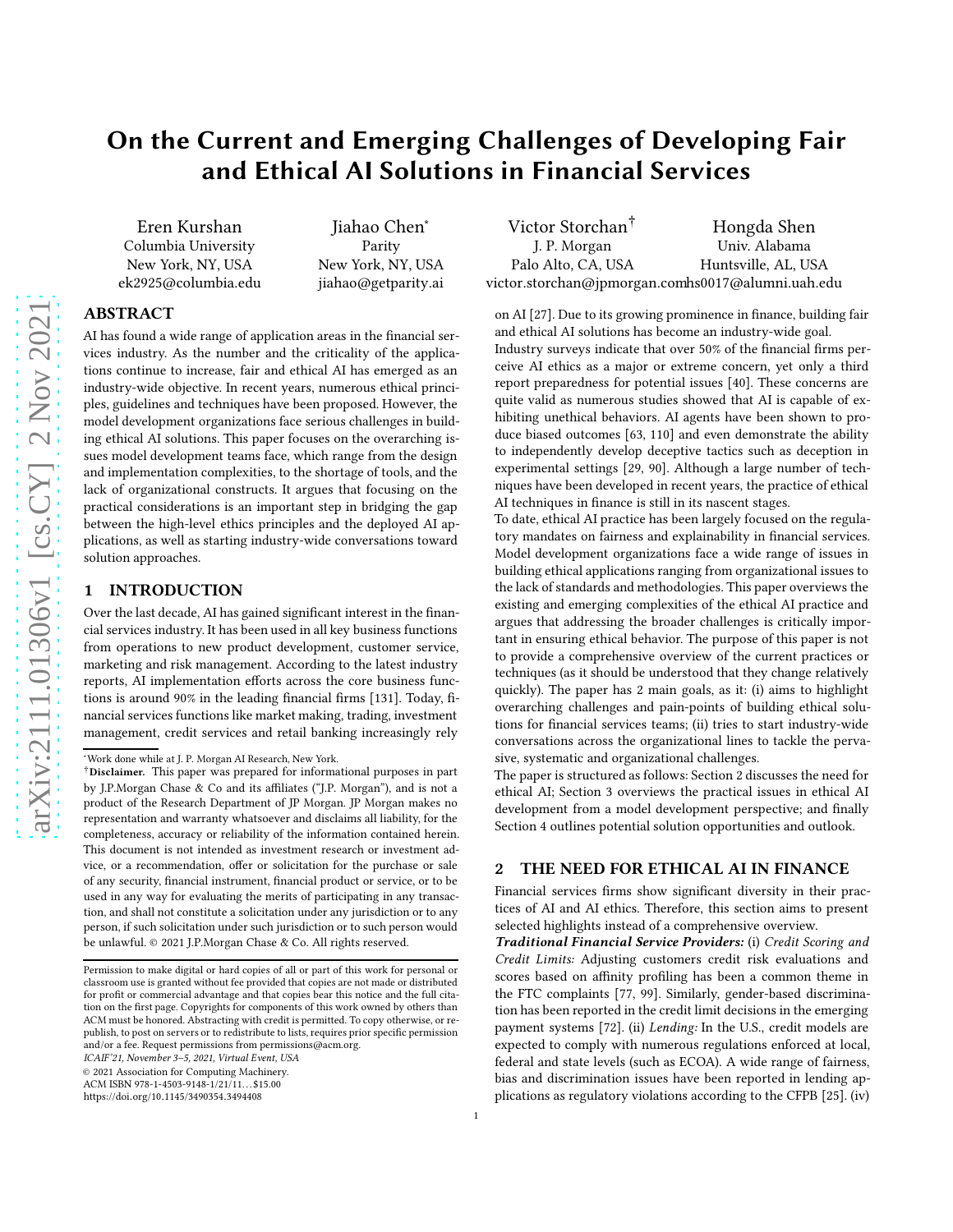# On the Current and Emerging Challenges of Developing Fair and Ethical AI Solutions in Financial Services

Eren Kurshan
Columbia University
New York, NY, USA
ek2925@columbia.edu

Jiahao Chen*
Parity
New York, NY, USA
jiahao@getparity.ai

Victor Storchan†
J. P. Morgan
Palo Alto, CA, USA
victor.storchan@jpmorgan.com

Hongda Shen
Univ. Alabama
Huntsville, AL, USA
hs0017@alumni.uah.edu

## ABSTRACT

AI has found a wide range of application areas in the financial services industry. As the number and the criticality of the applications continue to increase, fair and ethical AI has emerged as an industry-wide objective. In recent years, numerous ethical principles, guidelines and techniques have been proposed. However, the model development organizations face serious challenges in building ethical AI solutions. This paper focuses on the overarching issues model development teams face, which range from the design and implementation complexities, to the shortage of tools, and the lack of organizational constructs. It argues that focusing on the practical considerations is an important step in bridging the gap between the high-level ethics principles and the deployed AI applications, as well as starting industry-wide conversations toward solution approaches.

## 1 INTRODUCTION

Over the last decade, AI has gained significant interest in the financial services industry. It has been used in all key business functions from operations to new product development, customer service, marketing and risk management. According to the latest industry reports, AI implementation efforts across the core business functions is around 90% in the leading financial firms [131]. Today, financial services functions like market making, trading, investment management, credit services and retail banking increasingly rely on AI [27]. Due to its growing prominence in finance, building fair and ethical AI solutions has become an industry-wide goal.

Industry surveys indicate that over 50% of the financial firms perceive AI ethics as a major or extreme concern, yet only a third report preparedness for potential issues [40]. These concerns are quite valid as numerous studies showed that AI is capable of exhibiting unethical behaviors. AI agents have been shown to produce biased outcomes [63, 110] and even demonstrate the ability to independently develop deceptive tactics such as deception in experimental settings [29, 90]. Although a large number of techniques have been developed in recent years, the practice of ethical AI techniques in finance is still in its nascent stages.

To date, ethical AI practice has been largely focused on the regulatory mandates on fairness and explainability in financial services. Model development organizations face a wide range of issues in building ethical applications ranging from organizational issues to the lack of standards and methodologies. This paper overviews the existing and emerging complexities of the ethical AI practice and argues that addressing the broader challenges is critically important in ensuring ethical behavior. The purpose of this paper is not to provide a comprehensive overview of the current practices or techniques (as it should be understood that they change relatively quickly). The paper has 2 main goals, as it: (i) aims to highlight overarching challenges and pain-points of building ethical solutions for financial services teams; (ii) tries to start industry-wide conversations across the organizational lines to tackle the pervasive, systematic and organizational challenges.

The paper is structured as follows: Section 2 discusses the need for ethical AI; Section 3 overviews the practical issues in ethical AI development from a model development perspective; and finally Section 4 outlines potential solution opportunities and outlook.

## 2 THE NEED FOR ETHICAL AI IN FINANCE

Financial services firms show significant diversity in their practices of AI and AI ethics. Therefore, this section aims to present selected highlights instead of a comprehensive overview.

***Traditional Financial Service Providers:*** (i) *Credit Scoring and Credit Limits:* Adjusting customers credit risk evaluations and scores based on affinity profiling has been a common theme in the FTC complaints [77, 99]. Similarly, gender-based discrimination has been reported in the credit limit decisions in the emerging payment systems [72]. (ii) *Lending:* In the U.S., credit models are expected to comply with numerous regulations enforced at local, federal and state levels (such as ECOA). A wide range of fairness, bias and discrimination issues have been reported in lending applications as regulatory violations according to the CFPB [25]. (iv)

---

*Work done while at J. P. Morgan AI Research, New York.

†**Disclaimer.** This paper was prepared for informational purposes in part by J.P.Morgan Chase & Co and its affiliates ("J.P. Morgan"), and is not a product of the Research Department of JP Morgan. JP Morgan makes no representation and warranty whatsoever and disclaims all liability, for the completeness, accuracy or reliability of the information contained herein. This document is not intended as investment research or investment advice, or a recommendation, offer or solicitation for the purchase or sale of any security, financial instrument, financial product or service, or to be used in any way for evaluating the merits of participating in any transaction, and shall not constitute a solicitation under any jurisdiction or to any person, if such solicitation under such jurisdiction or to such person would be unlawful. © 2021 J.P.Morgan Chase & Co. All rights reserved.

Permission to make digital or hard copies of all or part of this work for personal or classroom use is granted without fee provided that copies are not made or distributed for profit or commercial advantage and that copies bear this notice and the full citation on the first page. Copyrights for components of this work owned by others than ACM must be honored. Abstracting with credit is permitted. To copy otherwise, or republish, to post on servers or to redistribute to lists, requires prior specific permission and/or a fee. Request permissions from permissions@acm.org.

*ICAIF'21, November 3–5, 2021, Virtual Event, USA*

© 2021 Association for Computing Machinery.

ACM ISBN 978-1-4503-9148-1/21/11...$15.00

https://doi.org/10.1145/3490354.3494408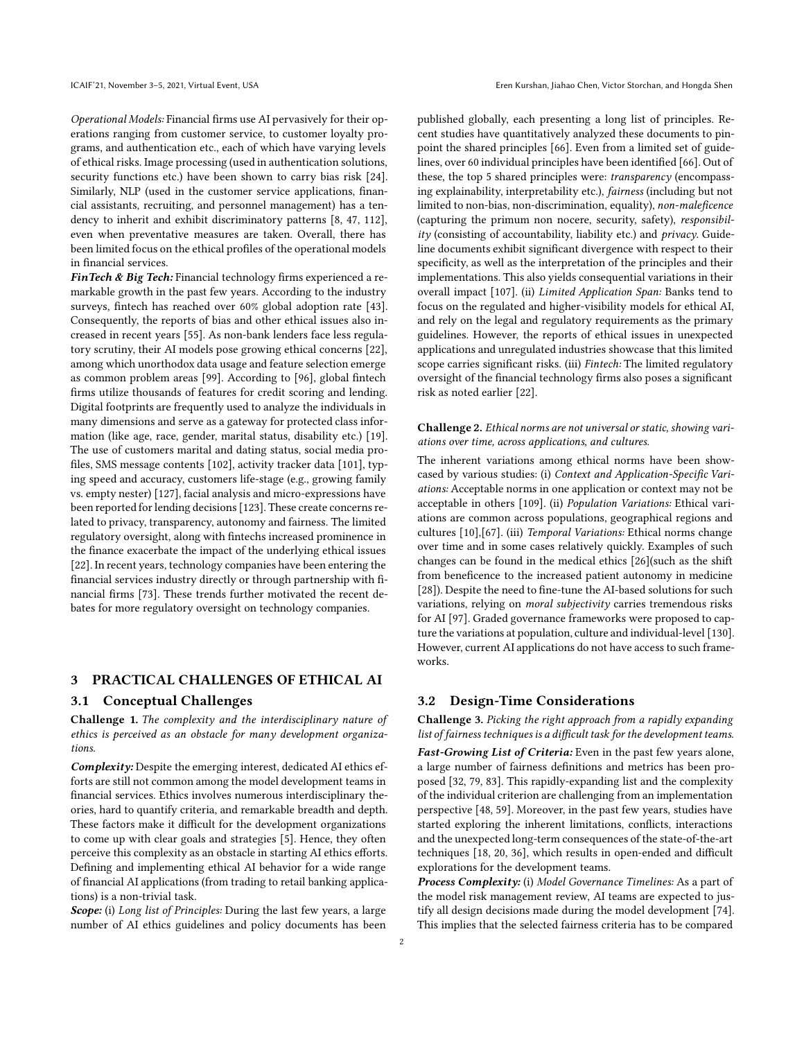*Operational Models:* Financial firms use AI pervasively for their operations ranging from customer service, to customer loyalty programs, and authentication etc., each of which have varying levels of ethical risks. Image processing (used in authentication solutions, security functions etc.) have been shown to carry bias risk [24]. Similarly, NLP (used in the customer service applications, financial assistants, recruiting, and personnel management) has a tendency to inherit and exhibit discriminatory patterns [8, 47, 112], even when preventative measures are taken. Overall, there has been limited focus on the ethical profiles of the operational models in financial services.

***FinTech & Big Tech:*** Financial technology firms experienced a remarkable growth in the past few years. According to the industry surveys, fintech has reached over 60% global adoption rate [43]. Consequently, the reports of bias and other ethical issues also increased in recent years [55]. As non-bank lenders face less regulatory scrutiny, their AI models pose growing ethical concerns [22], among which unorthodox data usage and feature selection emerge as common problem areas [99]. According to [96], global fintech firms utilize thousands of features for credit scoring and lending. Digital footprints are frequently used to analyze the individuals in many dimensions and serve as a gateway for protected class information (like age, race, gender, marital status, disability etc.) [19]. The use of customers marital and dating status, social media profiles, SMS message contents [102], activity tracker data [101], typing speed and accuracy, customers life-stage (e.g., growing family vs. empty nester) [127], facial analysis and micro-expressions have been reported for lending decisions [123]. These create concerns related to privacy, transparency, autonomy and fairness. The limited regulatory oversight, along with fintechs increased prominence in the finance exacerbate the impact of the underlying ethical issues [22]. In recent years, technology companies have been entering the financial services industry directly or through partnership with financial firms [73]. These trends further motivated the recent debates for more regulatory oversight on technology companies.

## 3 PRACTICAL CHALLENGES OF ETHICAL AI

### 3.1 Conceptual Challenges

**Challenge 1.** *The complexity and the interdisciplinary nature of ethics is perceived as an obstacle for many development organizations.*

***Complexity:*** Despite the emerging interest, dedicated AI ethics efforts are still not common among the model development teams in financial services. Ethics involves numerous interdisciplinary theories, hard to quantify criteria, and remarkable breadth and depth. These factors make it difficult for the development organizations to come up with clear goals and strategies [5]. Hence, they often perceive this complexity as an obstacle in starting AI ethics efforts. Defining and implementing ethical AI behavior for a wide range of financial AI applications (from trading to retail banking applications) is a non-trivial task.

***Scope:*** (i) *Long list of Principles:* During the last few years, a large number of AI ethics guidelines and policy documents has been published globally, each presenting a long list of principles. Recent studies have quantitatively analyzed these documents to pinpoint the shared principles [66]. Even from a limited set of guidelines, over 60 individual principles have been identified [66]. Out of these, the top 5 shared principles were: *transparency* (encompassing explainability, interpretability etc.), *fairness* (including but not limited to non-bias, non-discrimination, equality), *non-maleficence* (capturing the primum non nocere, security, safety), *responsibility* (consisting of accountability, liability etc.) and *privacy*. Guideline documents exhibit significant divergence with respect to their specificity, as well as the interpretation of the principles and their implementations. This also yields consequential variations in their overall impact [107]. (ii) *Limited Application Span:* Banks tend to focus on the regulated and higher-visibility models for ethical AI, and rely on the legal and regulatory requirements as the primary guidelines. However, the reports of ethical issues in unexpected applications and unregulated industries showcase that this limited scope carries significant risks. (iii) *Fintech:* The limited regulatory oversight of the financial technology firms also poses a significant risk as noted earlier [22].

**Challenge 2.** *Ethical norms are not universal or static, showing variations over time, across applications, and cultures.*

The inherent variations among ethical norms have been showcased by various studies: (i) *Context and Application-Specific Variations:* Acceptable norms in one application or context may not be acceptable in others [109]. (ii) *Population Variations:* Ethical variations are common across populations, geographical regions and cultures [10],[67]. (iii) *Temporal Variations:* Ethical norms change over time and in some cases relatively quickly. Examples of such changes can be found in the medical ethics [26](such as the shift from beneficence to the increased patient autonomy in medicine [28]). Despite the need to fine-tune the AI-based solutions for such variations, relying on *moral subjectivity* carries tremendous risks for AI [97]. Graded governance frameworks were proposed to capture the variations at population, culture and individual-level [130]. However, current AI applications do not have access to such frameworks.

### 3.2 Design-Time Considerations

**Challenge 3.** *Picking the right approach from a rapidly expanding list of fairness techniques is a difficult task for the development teams.*

***Fast-Growing List of Criteria:*** Even in the past few years alone, a large number of fairness definitions and metrics has been proposed [32, 79, 83]. This rapidly-expanding list and the complexity of the individual criterion are challenging from an implementation perspective [48, 59]. Moreover, in the past few years, studies have started exploring the inherent limitations, conflicts, interactions and the unexpected long-term consequences of the state-of-the-art techniques [18, 20, 36], which results in open-ended and difficult explorations for the development teams.

***Process Complexity:*** (i) *Model Governance Timelines:* As a part of the model risk management review, AI teams are expected to justify all design decisions made during the model development [74]. This implies that the selected fairness criteria has to be compared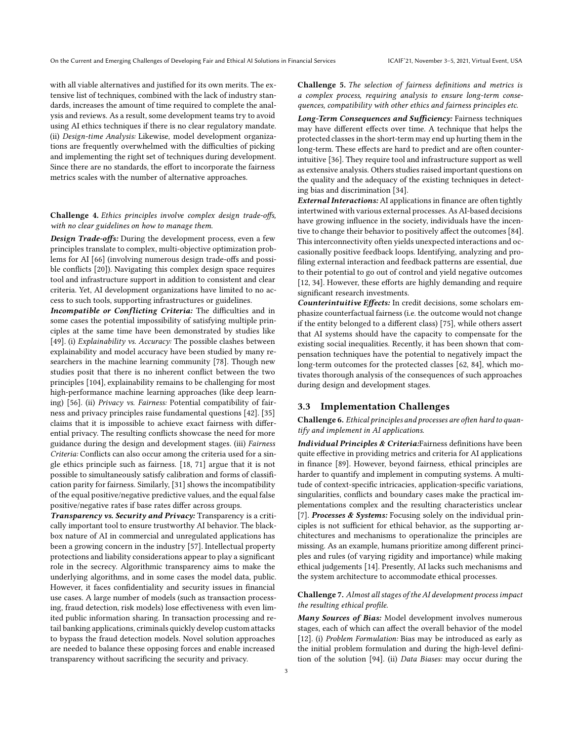with all viable alternatives and justified for its own merits. The extensive list of techniques, combined with the lack of industry standards, increases the amount of time required to complete the analysis and reviews. As a result, some development teams try to avoid using AI ethics techniques if there is no clear regulatory mandate. (ii) *Design-time Analysis:* Likewise, model development organizations are frequently overwhelmed with the difficulties of picking and implementing the right set of techniques during development. Since there are no standards, the effort to incorporate the fairness metrics scales with the number of alternative approaches.

**Challenge 4.** *Ethics principles involve complex design trade-offs, with no clear guidelines on how to manage them.*

***Design Trade-offs:*** During the development process, even a few principles translate to complex, multi-objective optimization problems for AI [66] (involving numerous design trade-offs and possible conflicts [20]). Navigating this complex design space requires tool and infrastructure support in addition to consistent and clear criteria. Yet, AI development organizations have limited to no access to such tools, supporting infrastructures or guidelines.

***Incompatible or Conflicting Criteria:*** The difficulties and in some cases the potential impossibility of satisfying multiple principles at the same time have been demonstrated by studies like [49]. (i) *Explainability vs. Accuracy:* The possible clashes between explainability and model accuracy have been studied by many researchers in the machine learning community [78]. Though new studies posit that there is no inherent conflict between the two principles [104], explainability remains to be challenging for most high-performance machine learning approaches (like deep learning) [56]. (ii) *Privacy vs. Fairness:* Potential compatibility of fairness and privacy principles raise fundamental questions [42]. [35] claims that it is impossible to achieve exact fairness with differential privacy. The resulting conflicts showcase the need for more guidance during the design and development stages. (iii) *Fairness Criteria:* Conflicts can also occur among the criteria used for a single ethics principle such as fairness. [18, 71] argue that it is not possible to simultaneously satisfy calibration and forms of classification parity for fairness. Similarly, [31] shows the incompatibility of the equal positive/negative predictive values, and the equal false positive/negative rates if base rates differ across groups.

***Transparency vs. Security and Privacy:*** Transparency is a critically important tool to ensure trustworthy AI behavior. The black-box nature of AI in commercial and unregulated applications has been a growing concern in the industry [57]. Intellectual property protections and liability considerations appear to play a significant role in the secrecy. Algorithmic transparency aims to make the underlying algorithms, and in some cases the model data, public. However, it faces confidentiality and security issues in financial use cases. A large number of models (such as transaction processing, fraud detection, risk models) lose effectiveness with even limited public information sharing. In transaction processing and retail banking applications, criminals quickly develop custom attacks to bypass the fraud detection models. Novel solution approaches are needed to balance these opposing forces and enable increased transparency without sacrificing the security and privacy.

**Challenge 5.** *The selection of fairness definitions and metrics is a complex process, requiring analysis to ensure long-term consequences, compatibility with other ethics and fairness principles etc.*

***Long-Term Consequences and Sufficiency:*** Fairness techniques may have different effects over time. A technique that helps the protected classes in the short-term may end up hurting them in the long-term. These effects are hard to predict and are often counterintuitive [36]. They require tool and infrastructure support as well as extensive analysis. Others studies raised important questions on the quality and the adequacy of the existing techniques in detecting bias and discrimination [34].

***External Interactions:*** AI applications in finance are often tightly intertwined with various external processes. As AI-based decisions have growing influence in the society, individuals have the incentive to change their behavior to positively affect the outcomes [84]. This interconnectivity often yields unexpected interactions and occasionally positive feedback loops. Identifying, analyzing and profiling external interaction and feedback patterns are essential, due to their potential to go out of control and yield negative outcomes [12, 34]. However, these efforts are highly demanding and require significant research investments.

***Counterintuitive Effects:*** In credit decisions, some scholars emphasize counterfactual fairness (i.e. the outcome would not change if the entity belonged to a different class) [75], while others assert that AI systems should have the capacity to compensate for the existing social inequalities. Recently, it has been shown that compensation techniques have the potential to negatively impact the long-term outcomes for the protected classes [62, 84], which motivates thorough analysis of the consequences of such approaches during design and development stages.

### 3.3 Implementation Challenges

**Challenge 6.** *Ethical principles and processes are often hard to quantify and implement in AI applications.*

***Individual Principles & Criteria:*** Fairness definitions have been quite effective in providing metrics and criteria for AI applications in finance [89]. However, beyond fairness, ethical principles are harder to quantify and implement in computing systems. A multitude of context-specific intricacies, application-specific variations, singularities, conflicts and boundary cases make the practical implementations complex and the resulting characteristics unclear [7]. ***Processes & Systems:*** Focusing solely on the individual principles is not sufficient for ethical behavior, as the supporting architectures and mechanisms to operationalize the principles are missing. As an example, humans prioritize among different principles and rules (of varying rigidity and importance) while making ethical judgements [14]. Presently, AI lacks such mechanisms and the system architecture to accommodate ethical processes.

**Challenge 7.** *Almost all stages of the AI development process impact the resulting ethical profile.*

***Many Sources of Bias:*** Model development involves numerous stages, each of which can affect the overall behavior of the model [12]. (i) *Problem Formulation:* Bias may be introduced as early as the initial problem formulation and during the high-level definition of the solution [94]. (ii) *Data Biases:* may occur during the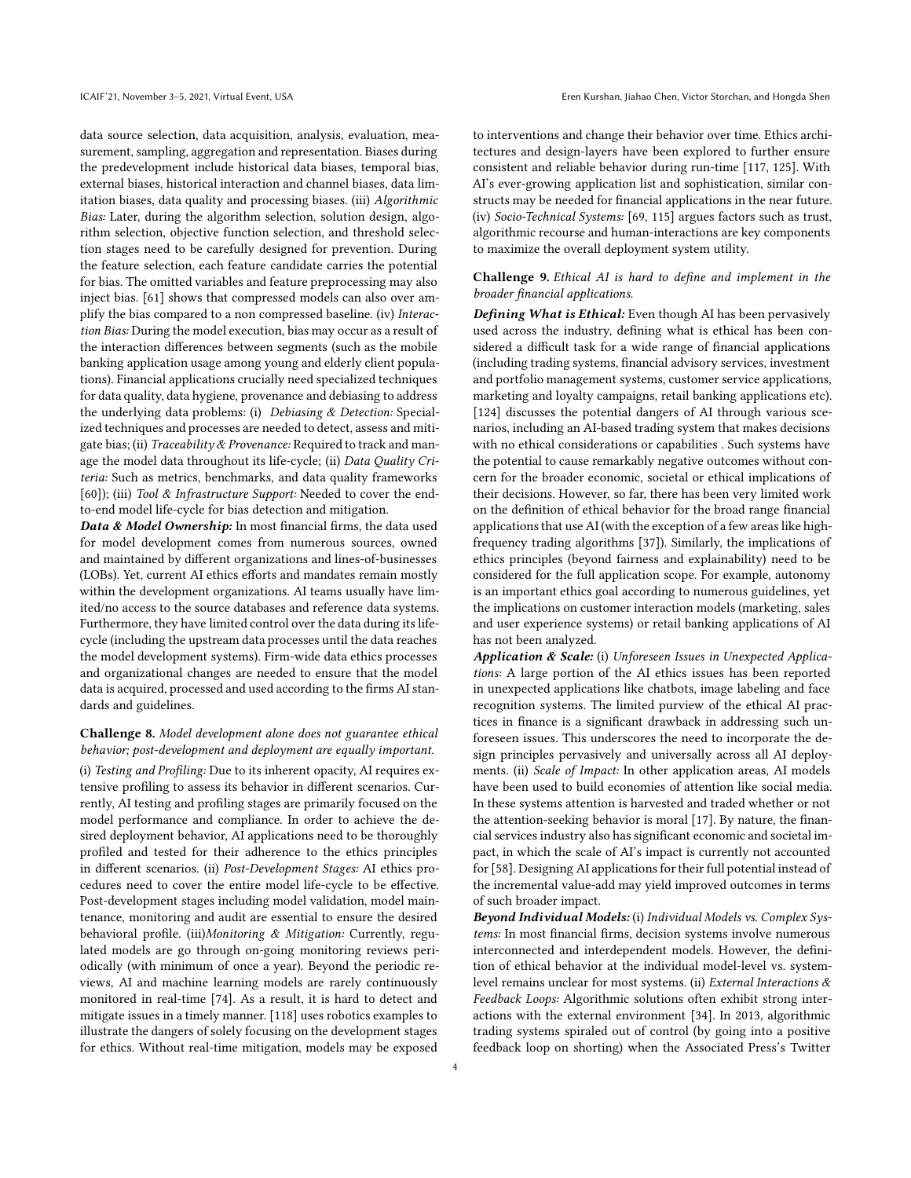data source selection, data acquisition, analysis, evaluation, measurement, sampling, aggregation and representation. Biases during the predevelopment include historical data biases, temporal bias, external biases, historical interaction and channel biases, data limitation biases, data quality and processing biases. (iii) *Algorithmic Bias:* Later, during the algorithm selection, solution design, algorithm selection, objective function selection, and threshold selection stages need to be carefully designed for prevention. During the feature selection, each feature candidate carries the potential for bias. The omitted variables and feature preprocessing may also inject bias. [61] shows that compressed models can also over amplify the bias compared to a non compressed baseline. (iv) *Interaction Bias:* During the model execution, bias may occur as a result of the interaction differences between segments (such as the mobile banking application usage among young and elderly client populations). Financial applications crucially need specialized techniques for data quality, data hygiene, provenance and debiasing to address the underlying data problems: (i) *Debiasing & Detection:* Specialized techniques and processes are needed to detect, assess and mitigate bias; (ii) *Traceability & Provenance:* Required to track and manage the model data throughout its life-cycle; (ii) *Data Quality Criteria:* Such as metrics, benchmarks, and data quality frameworks [60]); (iii) *Tool & Infrastructure Support:* Needed to cover the end-to-end model life-cycle for bias detection and mitigation.

***Data & Model Ownership:*** In most financial firms, the data used for model development comes from numerous sources, owned and maintained by different organizations and lines-of-businesses (LOBs). Yet, current AI ethics efforts and mandates remain mostly within the development organizations. AI teams usually have limited/no access to the source databases and reference data systems. Furthermore, they have limited control over the data during its life-cycle (including the upstream data processes until the data reaches the model development systems). Firm-wide data ethics processes and organizational changes are needed to ensure that the model data is acquired, processed and used according to the firms AI standards and guidelines.

**Challenge 8.** *Model development alone does not guarantee ethical behavior; post-development and deployment are equally important.*

(i) *Testing and Profiling:* Due to its inherent opacity, AI requires extensive profiling to assess its behavior in different scenarios. Currently, AI testing and profiling stages are primarily focused on the model performance and compliance. In order to achieve the desired deployment behavior, AI applications need to be thoroughly profiled and tested for their adherence to the ethics principles in different scenarios. (ii) *Post-Development Stages:* AI ethics procedures need to cover the entire model life-cycle to be effective. Post-development stages including model validation, model maintenance, monitoring and audit are essential to ensure the desired behavioral profile. (iii)*Monitoring & Mitigation:* Currently, regulated models are go through on-going monitoring reviews periodically (with minimum of once a year). Beyond the periodic reviews, AI and machine learning models are rarely continuously monitored in real-time [74]. As a result, it is hard to detect and mitigate issues in a timely manner. [118] uses robotics examples to illustrate the dangers of solely focusing on the development stages for ethics. Without real-time mitigation, models may be exposed to interventions and change their behavior over time. Ethics architectures and design-layers have been explored to further ensure consistent and reliable behavior during run-time [117, 125]. With AI's ever-growing application list and sophistication, similar constructs may be needed for financial applications in the near future. (iv) *Socio-Technical Systems:* [69, 115] argues factors such as trust, algorithmic recourse and human-interactions are key components to maximize the overall deployment system utility.

**Challenge 9.** *Ethical AI is hard to define and implement in the broader financial applications.*

***Defining What is Ethical:*** Even though AI has been pervasively used across the industry, defining what is ethical has been considered a difficult task for a wide range of financial applications (including trading systems, financial advisory services, investment and portfolio management systems, customer service applications, marketing and loyalty campaigns, retail banking applications etc). [124] discusses the potential dangers of AI through various scenarios, including an AI-based trading system that makes decisions with no ethical considerations or capabilities . Such systems have the potential to cause remarkably negative outcomes without concern for the broader economic, societal or ethical implications of their decisions. However, so far, there has been very limited work on the definition of ethical behavior for the broad range financial applications that use AI (with the exception of a few areas like high-frequency trading algorithms [37]). Similarly, the implications of ethics principles (beyond fairness and explainability) need to be considered for the full application scope. For example, autonomy is an important ethics goal according to numerous guidelines, yet the implications on customer interaction models (marketing, sales and user experience systems) or retail banking applications of AI has not been analyzed.

***Application & Scale:*** (i) *Unforeseen Issues in Unexpected Applications:* A large portion of the AI ethics issues has been reported in unexpected applications like chatbots, image labeling and face recognition systems. The limited purview of the ethical AI practices in finance is a significant drawback in addressing such unforeseen issues. This underscores the need to incorporate the design principles pervasively and universally across all AI deployments. (ii) *Scale of Impact:* In other application areas, AI models have been used to build economies of attention like social media. In these systems attention is harvested and traded whether or not the attention-seeking behavior is moral [17]. By nature, the financial services industry also has significant economic and societal impact, in which the scale of AI's impact is currently not accounted for [58]. Designing AI applications for their full potential instead of the incremental value-add may yield improved outcomes in terms of such broader impact.

***Beyond Individual Models:*** (i) *Individual Models vs. Complex Systems:* In most financial firms, decision systems involve numerous interconnected and interdependent models. However, the definition of ethical behavior at the individual model-level vs. system-level remains unclear for most systems. (ii) *External Interactions & Feedback Loops:* Algorithmic solutions often exhibit strong interactions with the external environment [34]. In 2013, algorithmic trading systems spiraled out of control (by going into a positive feedback loop on shorting) when the Associated Press's Twitter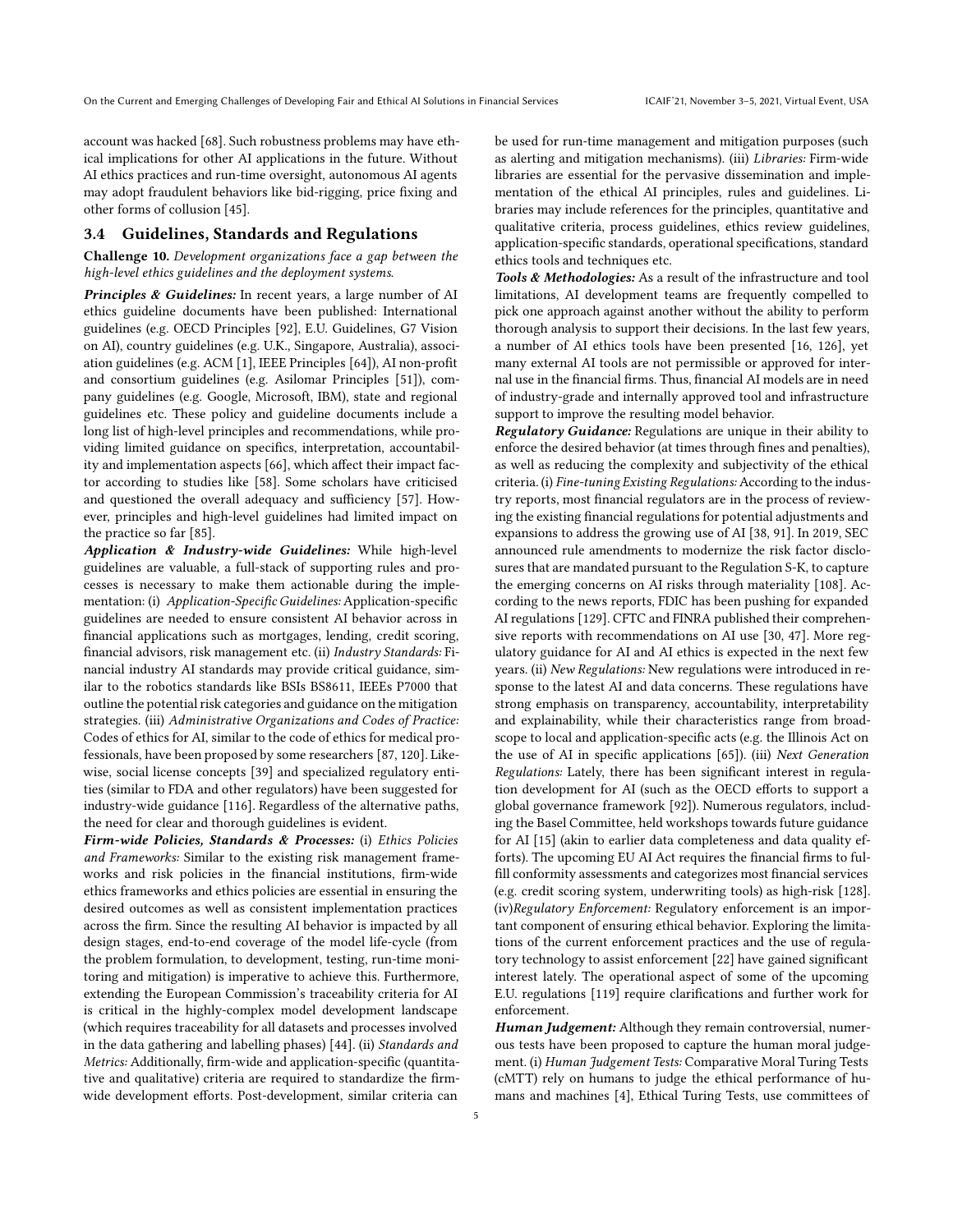account was hacked [68]. Such robustness problems may have ethical implications for other AI applications in the future. Without AI ethics practices and run-time oversight, autonomous AI agents may adopt fraudulent behaviors like bid-rigging, price fixing and other forms of collusion [45].

### 3.4 Guidelines, Standards and Regulations

**Challenge 10.** *Development organizations face a gap between the high-level ethics guidelines and the deployment systems.*

***Principles & Guidelines:*** In recent years, a large number of AI ethics guideline documents have been published: International guidelines (e.g. OECD Principles [92], E.U. Guidelines, G7 Vision on AI), country guidelines (e.g. U.K., Singapore, Australia), association guidelines (e.g. ACM [1], IEEE Principles [64]), AI non-profit and consortium guidelines (e.g. Asilomar Principles [51]), company guidelines (e.g. Google, Microsoft, IBM), state and regional guidelines etc. These policy and guideline documents include a long list of high-level principles and recommendations, while providing limited guidance on specifics, interpretation, accountability and implementation aspects [66], which affect their impact factor according to studies like [58]. Some scholars have criticised and questioned the overall adequacy and sufficiency [57]. However, principles and high-level guidelines had limited impact on the practice so far [85].

***Application & Industry-wide Guidelines:*** While high-level guidelines are valuable, a full-stack of supporting rules and processes is necessary to make them actionable during the implementation: (i) *Application-Specific Guidelines:* Application-specific guidelines are needed to ensure consistent AI behavior across in financial applications such as mortgages, lending, credit scoring, financial advisors, risk management etc. (ii) *Industry Standards:* Financial industry AI standards may provide critical guidance, similar to the robotics standards like BSIs BS8611, IEEEs P7000 that outline the potential risk categories and guidance on the mitigation strategies. (iii) *Administrative Organizations and Codes of Practice:* Codes of ethics for AI, similar to the code of ethics for medical professionals, have been proposed by some researchers [87, 120]. Likewise, social license concepts [39] and specialized regulatory entities (similar to FDA and other regulators) have been suggested for industry-wide guidance [116]. Regardless of the alternative paths, the need for clear and thorough guidelines is evident.

***Firm-wide Policies, Standards & Processes:*** (i) *Ethics Policies and Frameworks:* Similar to the existing risk management frameworks and risk policies in the financial institutions, firm-wide ethics frameworks and ethics policies are essential in ensuring the desired outcomes as well as consistent implementation practices across the firm. Since the resulting AI behavior is impacted by all design stages, end-to-end coverage of the model life-cycle (from the problem formulation, to development, testing, run-time monitoring and mitigation) is imperative to achieve this. Furthermore, extending the European Commission's traceability criteria for AI is critical in the highly-complex model development landscape (which requires traceability for all datasets and processes involved in the data gathering and labelling phases) [44]. (ii) *Standards and Metrics:* Additionally, firm-wide and application-specific (quantitative and qualitative) criteria are required to standardize the firm-wide development efforts. Post-development, similar criteria can be used for run-time management and mitigation purposes (such as alerting and mitigation mechanisms). (iii) *Libraries:* Firm-wide libraries are essential for the pervasive dissemination and implementation of the ethical AI principles, rules and guidelines. Libraries may include references for the principles, quantitative and qualitative criteria, process guidelines, ethics review guidelines, application-specific standards, operational specifications, standard ethics tools and techniques etc.

***Tools & Methodologies:*** As a result of the infrastructure and tool limitations, AI development teams are frequently compelled to pick one approach against another without the ability to perform thorough analysis to support their decisions. In the last few years, a number of AI ethics tools have been presented [16, 126], yet many external AI tools are not permissible or approved for internal use in the financial firms. Thus, financial AI models are in need of industry-grade and internally approved tool and infrastructure support to improve the resulting model behavior.

***Regulatory Guidance:*** Regulations are unique in their ability to enforce the desired behavior (at times through fines and penalties), as well as reducing the complexity and subjectivity of the ethical criteria. (i) *Fine-tuning Existing Regulations:* According to the industry reports, most financial regulators are in the process of reviewing the existing financial regulations for potential adjustments and expansions to address the growing use of AI [38, 91]. In 2019, SEC announced rule amendments to modernize the risk factor disclosures that are mandated pursuant to the Regulation S-K, to capture the emerging concerns on AI risks through materiality [108]. According to the news reports, FDIC has been pushing for expanded AI regulations [129]. CFTC and FINRA published their comprehensive reports with recommendations on AI use [30, 47]. More regulatory guidance for AI and AI ethics is expected in the next few years. (ii) *New Regulations:* New regulations were introduced in response to the latest AI and data concerns. These regulations have strong emphasis on transparency, accountability, interpretability and explainability, while their characteristics range from broadscope to local and application-specific acts (e.g. the Illinois Act on the use of AI in specific applications [65]). (iii) *Next Generation Regulations:* Lately, there has been significant interest in regulation development for AI (such as the OECD efforts to support a global governance framework [92]). Numerous regulators, including the Basel Committee, held workshops towards future guidance for AI [15] (akin to earlier data completeness and data quality efforts). The upcoming EU AI Act requires the financial firms to fulfill conformity assessments and categorizes most financial services (e.g. credit scoring system, underwriting tools) as high-risk [128]. (iv)*Regulatory Enforcement:* Regulatory enforcement is an important component of ensuring ethical behavior. Exploring the limitations of the current enforcement practices and the use of regulatory technology to assist enforcement [22] have gained significant interest lately. The operational aspect of some of the upcoming E.U. regulations [119] require clarifications and further work for enforcement.

***Human Judgement:*** Although they remain controversial, numerous tests have been proposed to capture the human moral judgement. (i) *Human Judgement Tests:* Comparative Moral Turing Tests (cMTT) rely on humans to judge the ethical performance of humans and machines [4], Ethical Turing Tests, use committees of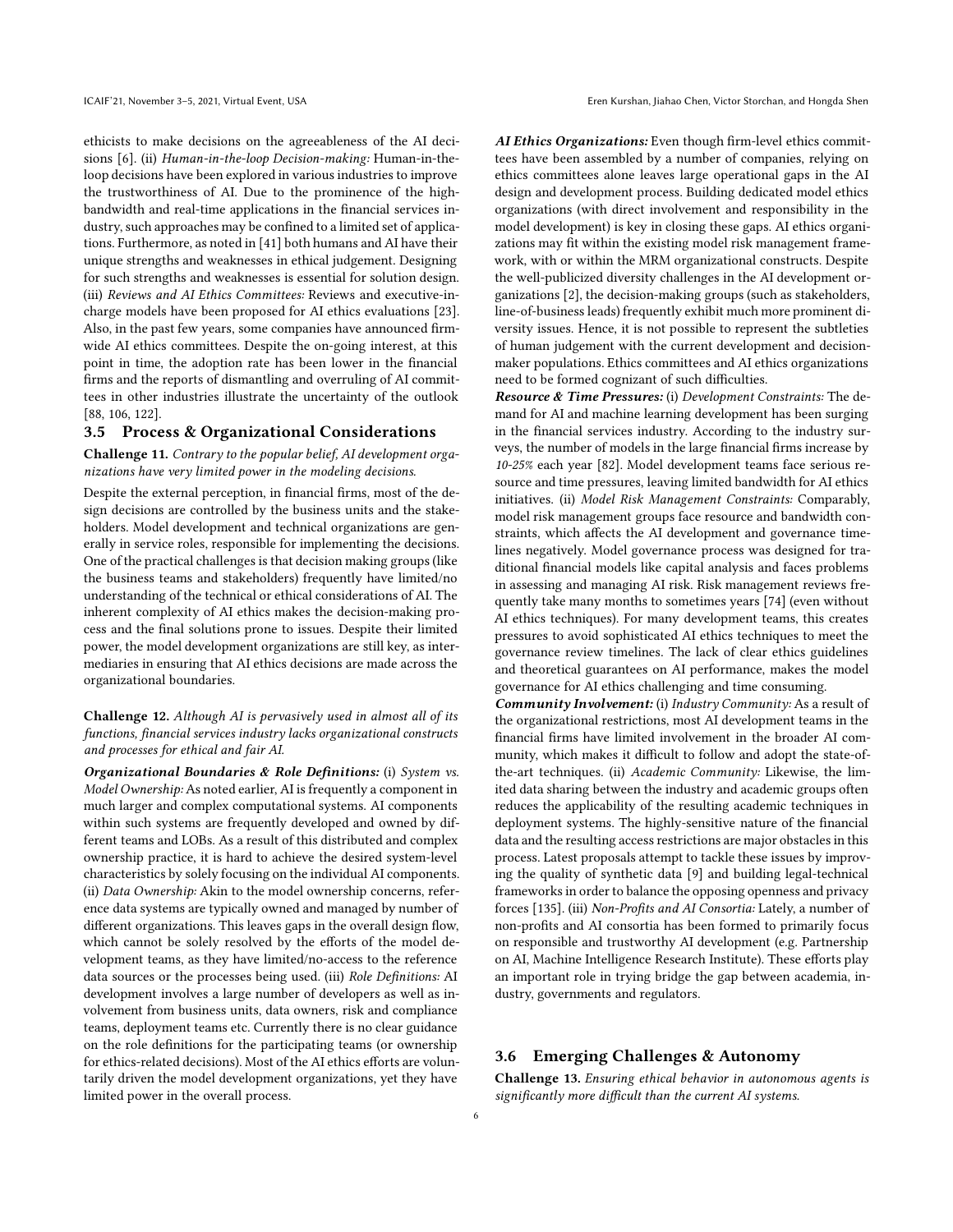ethicists to make decisions on the agreeableness of the AI decisions [6]. (ii) *Human-in-the-loop Decision-making:* Human-in-the-loop decisions have been explored in various industries to improve the trustworthiness of AI. Due to the prominence of the high-bandwidth and real-time applications in the financial services industry, such approaches may be confined to a limited set of applications. Furthermore, as noted in [41] both humans and AI have their unique strengths and weaknesses in ethical judgement. Designing for such strengths and weaknesses is essential for solution design. (iii) *Reviews and AI Ethics Committees:* Reviews and executive-in-charge models have been proposed for AI ethics evaluations [23]. Also, in the past few years, some companies have announced firm-wide AI ethics committees. Despite the on-going interest, at this point in time, the adoption rate has been lower in the financial firms and the reports of dismantling and overruling of AI committees in other industries illustrate the uncertainty of the outlook [88, 106, 122].

## 3.5 Process & Organizational Considerations

**Challenge 11.** *Contrary to the popular belief, AI development organizations have very limited power in the modeling decisions.*

Despite the external perception, in financial firms, most of the design decisions are controlled by the business units and the stakeholders. Model development and technical organizations are generally in service roles, responsible for implementing the decisions. One of the practical challenges is that decision making groups (like the business teams and stakeholders) frequently have limited/no understanding of the technical or ethical considerations of AI. The inherent complexity of AI ethics makes the decision-making process and the final solutions prone to issues. Despite their limited power, the model development organizations are still key, as intermediaries in ensuring that AI ethics decisions are made across the organizational boundaries.

**Challenge 12.** *Although AI is pervasively used in almost all of its functions, financial services industry lacks organizational constructs and processes for ethical and fair AI.*

***Organizational Boundaries & Role Definitions:*** (i) *System vs. Model Ownership:* As noted earlier, AI is frequently a component in much larger and complex computational systems. AI components within such systems are frequently developed and owned by different teams and LOBs. As a result of this distributed and complex ownership practice, it is hard to achieve the desired system-level characteristics by solely focusing on the individual AI components. (ii) *Data Ownership:* Akin to the model ownership concerns, reference data systems are typically owned and managed by number of different organizations. This leaves gaps in the overall design flow, which cannot be solely resolved by the efforts of the model development teams, as they have limited/no-access to the reference data sources or the processes being used. (iii) *Role Definitions:* AI development involves a large number of developers as well as involvement from business units, data owners, risk and compliance teams, deployment teams etc. Currently there is no clear guidance on the role definitions for the participating teams (or ownership for ethics-related decisions). Most of the AI ethics efforts are voluntarily driven the model development organizations, yet they have limited power in the overall process.

***AI Ethics Organizations:*** Even though firm-level ethics committees have been assembled by a number of companies, relying on ethics committees alone leaves large operational gaps in the AI design and development process. Building dedicated model ethics organizations (with direct involvement and responsibility in the model development) is key in closing these gaps. AI ethics organizations may fit within the existing model risk management framework, with or within the MRM organizational constructs. Despite the well-publicized diversity challenges in the AI development organizations [2], the decision-making groups (such as stakeholders, line-of-business leads) frequently exhibit much more prominent diversity issues. Hence, it is not possible to represent the subtleties of human judgement with the current development and decision-maker populations. Ethics committees and AI ethics organizations need to be formed cognizant of such difficulties.

***Resource & Time Pressures:*** (i) *Development Constraints:* The demand for AI and machine learning development has been surging in the financial services industry. According to the industry surveys, the number of models in the large financial firms increase by *10-25%* each year [82]. Model development teams face serious resource and time pressures, leaving limited bandwidth for AI ethics initiatives. (ii) *Model Risk Management Constraints:* Comparably, model risk management groups face resource and bandwidth constraints, which affects the AI development and governance timelines negatively. Model governance process was designed for traditional financial models like capital analysis and faces problems in assessing and managing AI risk. Risk management reviews frequently take many months to sometimes years [74] (even without AI ethics techniques). For many development teams, this creates pressures to avoid sophisticated AI ethics techniques to meet the governance review timelines. The lack of clear ethics guidelines and theoretical guarantees on AI performance, makes the model governance for AI ethics challenging and time consuming.

***Community Involvement:*** (i) *Industry Community:* As a result of the organizational restrictions, most AI development teams in the financial firms have limited involvement in the broader AI community, which makes it difficult to follow and adopt the state-of-the-art techniques. (ii) *Academic Community:* Likewise, the limited data sharing between the industry and academic groups often reduces the applicability of the resulting academic techniques in deployment systems. The highly-sensitive nature of the financial data and the resulting access restrictions are major obstacles in this process. Latest proposals attempt to tackle these issues by improving the quality of synthetic data [9] and building legal-technical frameworks in order to balance the opposing openness and privacy forces [135]. (iii) *Non-Profits and AI Consortia:* Lately, a number of non-profits and AI consortia has been formed to primarily focus on responsible and trustworthy AI development (e.g. Partnership on AI, Machine Intelligence Research Institute). These efforts play an important role in trying bridge the gap between academia, industry, governments and regulators.

## 3.6 Emerging Challenges & Autonomy

**Challenge 13.** *Ensuring ethical behavior in autonomous agents is significantly more difficult than the current AI systems.*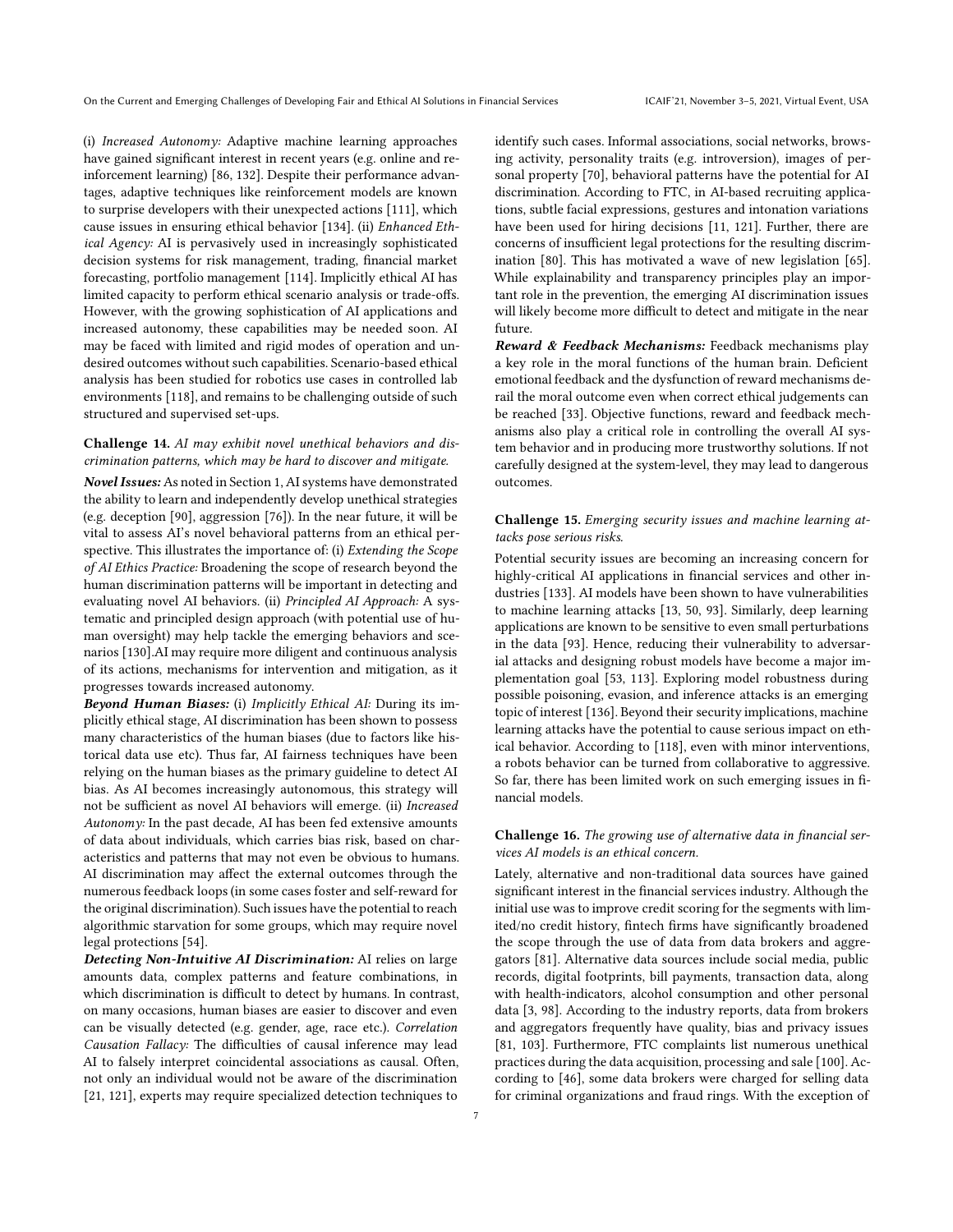(i) *Increased Autonomy:* Adaptive machine learning approaches have gained significant interest in recent years (e.g. online and reinforcement learning) [86, 132]. Despite their performance advantages, adaptive techniques like reinforcement models are known to surprise developers with their unexpected actions [111], which cause issues in ensuring ethical behavior [134]. (ii) *Enhanced Ethical Agency:* AI is pervasively used in increasingly sophisticated decision systems for risk management, trading, financial market forecasting, portfolio management [114]. Implicitly ethical AI has limited capacity to perform ethical scenario analysis or trade-offs. However, with the growing sophistication of AI applications and increased autonomy, these capabilities may be needed soon. AI may be faced with limited and rigid modes of operation and undesired outcomes without such capabilities. Scenario-based ethical analysis has been studied for robotics use cases in controlled lab environments [118], and remains to be challenging outside of such structured and supervised set-ups.

**Challenge 14.** *AI may exhibit novel unethical behaviors and discrimination patterns, which may be hard to discover and mitigate.*

***Novel Issues:*** As noted in Section 1, AI systems have demonstrated the ability to learn and independently develop unethical strategies (e.g. deception [90], aggression [76]). In the near future, it will be vital to assess AI's novel behavioral patterns from an ethical perspective. This illustrates the importance of: (i) *Extending the Scope of AI Ethics Practice:* Broadening the scope of research beyond the human discrimination patterns will be important in detecting and evaluating novel AI behaviors. (ii) *Principled AI Approach:* A systematic and principled design approach (with potential use of human oversight) may help tackle the emerging behaviors and scenarios [130].AI may require more diligent and continuous analysis of its actions, mechanisms for intervention and mitigation, as it progresses towards increased autonomy.

***Beyond Human Biases:*** (i) *Implicitly Ethical AI:* During its implicitly ethical stage, AI discrimination has been shown to possess many characteristics of the human biases (due to factors like historical data use etc). Thus far, AI fairness techniques have been relying on the human biases as the primary guideline to detect AI bias. As AI becomes increasingly autonomous, this strategy will not be sufficient as novel AI behaviors will emerge. (ii) *Increased Autonomy:* In the past decade, AI has been fed extensive amounts of data about individuals, which carries bias risk, based on characteristics and patterns that may not even be obvious to humans. AI discrimination may affect the external outcomes through the numerous feedback loops (in some cases foster and self-reward for the original discrimination). Such issues have the potential to reach algorithmic starvation for some groups, which may require novel legal protections [54].

***Detecting Non-Intuitive AI Discrimination:*** AI relies on large amounts data, complex patterns and feature combinations, in which discrimination is difficult to detect by humans. In contrast, on many occasions, human biases are easier to discover and even can be visually detected (e.g. gender, age, race etc.). *Correlation Causation Fallacy:* The difficulties of causal inference may lead AI to falsely interpret coincidental associations as causal. Often, not only an individual would not be aware of the discrimination [21, 121], experts may require specialized detection techniques to identify such cases. Informal associations, social networks, browsing activity, personality traits (e.g. introversion), images of personal property [70], behavioral patterns have the potential for AI discrimination. According to FTC, in AI-based recruiting applications, subtle facial expressions, gestures and intonation variations have been used for hiring decisions [11, 121]. Further, there are concerns of insufficient legal protections for the resulting discrimination [80]. This has motivated a wave of new legislation [65]. While explainability and transparency principles play an important role in the prevention, the emerging AI discrimination issues will likely become more difficult to detect and mitigate in the near future.

***Reward & Feedback Mechanisms:*** Feedback mechanisms play a key role in the moral functions of the human brain. Deficient emotional feedback and the dysfunction of reward mechanisms derail the moral outcome even when correct ethical judgements can be reached [33]. Objective functions, reward and feedback mechanisms also play a critical role in controlling the overall AI system behavior and in producing more trustworthy solutions. If not carefully designed at the system-level, they may lead to dangerous outcomes.

**Challenge 15.** *Emerging security issues and machine learning attacks pose serious risks.*

Potential security issues are becoming an increasing concern for highly-critical AI applications in financial services and other industries [133]. AI models have been shown to have vulnerabilities to machine learning attacks [13, 50, 93]. Similarly, deep learning applications are known to be sensitive to even small perturbations in the data [93]. Hence, reducing their vulnerability to adversarial attacks and designing robust models have become a major implementation goal [53, 113]. Exploring model robustness during possible poisoning, evasion, and inference attacks is an emerging topic of interest [136]. Beyond their security implications, machine learning attacks have the potential to cause serious impact on ethical behavior. According to [118], even with minor interventions, a robots behavior can be turned from collaborative to aggressive. So far, there has been limited work on such emerging issues in financial models.

**Challenge 16.** *The growing use of alternative data in financial services AI models is an ethical concern.*

Lately, alternative and non-traditional data sources have gained significant interest in the financial services industry. Although the initial use was to improve credit scoring for the segments with limited/no credit history, fintech firms have significantly broadened the scope through the use of data from data brokers and aggregators [81]. Alternative data sources include social media, public records, digital footprints, bill payments, transaction data, along with health-indicators, alcohol consumption and other personal data [3, 98]. According to the industry reports, data from brokers and aggregators frequently have quality, bias and privacy issues [81, 103]. Furthermore, FTC complaints list numerous unethical practices during the data acquisition, processing and sale [100]. According to [46], some data brokers were charged for selling data for criminal organizations and fraud rings. With the exception of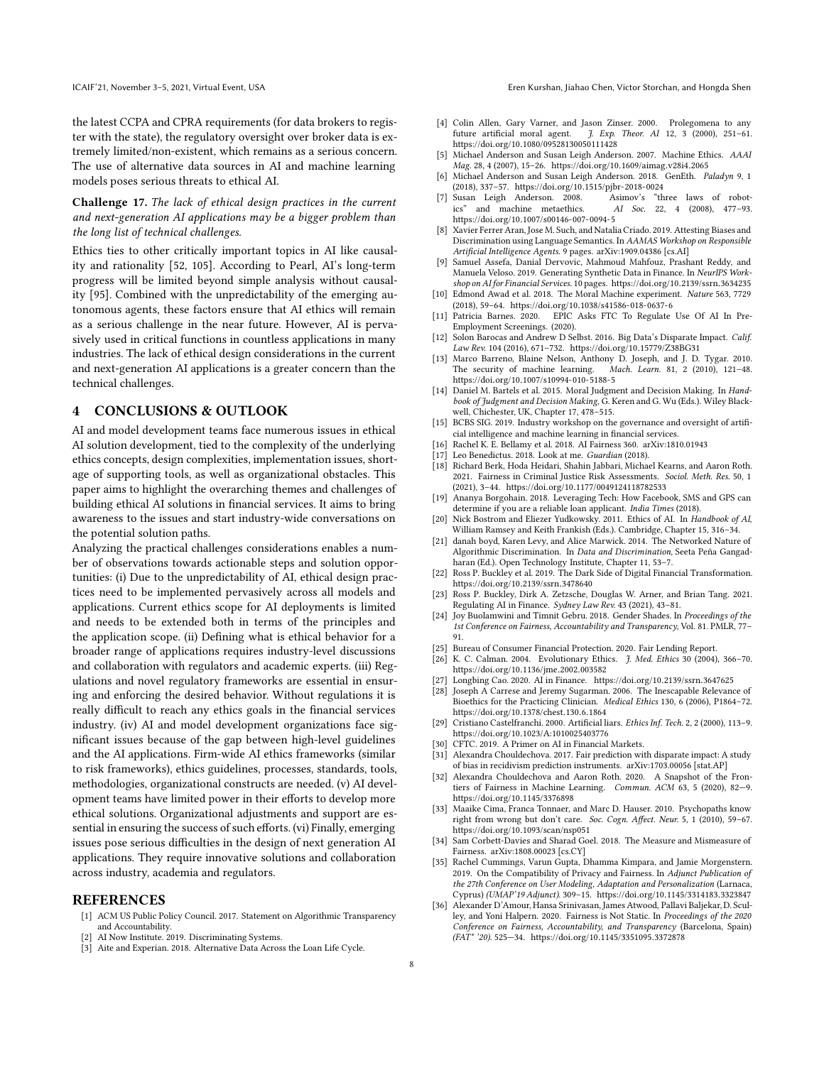the latest CCPA and CPRA requirements (for data brokers to register with the state), the regulatory oversight over broker data is extremely limited/non-existent, which remains as a serious concern. The use of alternative data sources in AI and machine learning models poses serious threats to ethical AI.

**Challenge 17.** *The lack of ethical design practices in the current and next-generation AI applications may be a bigger problem than the long list of technical challenges.*

Ethics ties to other critically important topics in AI like causality and rationality [52, 105]. According to Pearl, AI's long-term progress will be limited beyond simple analysis without causality [95]. Combined with the unpredictability of the emerging autonomous agents, these factors ensure that AI ethics will remain as a serious challenge in the near future. However, AI is pervasively used in critical functions in countless applications in many industries. The lack of ethical design considerations in the current and next-generation AI applications is a greater concern than the technical challenges.

## 4 CONCLUSIONS & OUTLOOK

AI and model development teams face numerous issues in ethical AI solution development, tied to the complexity of the underlying ethics concepts, design complexities, implementation issues, shortage of supporting tools, as well as organizational obstacles. This paper aims to highlight the overarching themes and challenges of building ethical AI solutions in financial services. It aims to bring awareness to the issues and start industry-wide conversations on the potential solution paths.

Analyzing the practical challenges considerations enables a number of observations towards actionable steps and solution opportunities: (i) Due to the unpredictability of AI, ethical design practices need to be implemented pervasively across all models and applications. Current ethics scope for AI deployments is limited and needs to be extended both in terms of the principles and the application scope. (ii) Defining what is ethical behavior for a broader range of applications requires industry-level discussions and collaboration with regulators and academic experts. (iii) Regulations and novel regulatory frameworks are essential in ensuring and enforcing the desired behavior. Without regulations it is really difficult to reach any ethics goals in the financial services industry. (iv) AI and model development organizations face significant issues because of the gap between high-level guidelines and the AI applications. Firm-wide AI ethics frameworks (similar to risk frameworks), ethics guidelines, processes, standards, tools, methodologies, organizational constructs are needed. (v) AI development teams have limited power in their efforts to develop more ethical solutions. Organizational adjustments and support are essential in ensuring the success of such efforts. (vi) Finally, emerging issues pose serious difficulties in the design of next generation AI applications. They require innovative solutions and collaboration across industry, academia and regulators.

## REFERENCES

[1] ACM US Public Policy Council. 2017. Statement on Algorithmic Transparency and Accountability.

[2] AI Now Institute. 2019. Discriminating Systems.

[3] Aite and Experian. 2018. Alternative Data Across the Loan Life Cycle.

[4] Colin Allen, Gary Varner, and Jason Zinser. 2000. Prolegomena to any future artificial moral agent. *J. Exp. Theor. AI* 12, 3 (2000), 251–61. https://doi.org/10.1080/09528130050111428

[5] Michael Anderson and Susan Leigh Anderson. 2007. Machine Ethics. *AAAI Mag.* 28, 4 (2007), 15–26. https://doi.org/10.1609/aimag.v28i4.2065

[6] Michael Anderson and Susan Leigh Anderson. 2018. GenEth. *Paladyn* 9, 1 (2018), 337–57. https://doi.org/10.1515/pjbr-2018-0024

[7] Susan Leigh Anderson. 2008. Asimov's "three laws of robotics" and machine metaethics. *AI Soc.* 22, 4 (2008), 477–93. https://doi.org/10.1007/s00146-007-0094-5

[8] Xavier Ferrer Aran, Jose M. Such, and Natalia Criado. 2019. Attesting Biases and Discrimination using Language Semantics. In *AAMAS Workshop on Responsible Artificial Intelligence Agents*. 9 pages. arXiv:1909.04386 [cs.AI]

[9] Samuel Assefa, Danial Dervovic, Mahmoud Mahfouz, Prashant Reddy, and Manuela Veloso. 2019. Generating Synthetic Data in Finance. In *NeurIPS Workshop on AI for Financial Services*. 10 pages. https://doi.org/10.2139/ssrn.3634235

[10] Edmond Awad et al. 2018. The Moral Machine experiment. *Nature* 563, 7729 (2018), 59–64. https://doi.org/10.1038/s41586-018-0637-6

[11] Patricia Barnes. 2020. EPIC Asks FTC To Regulate Use Of AI In Pre-Employment Screenings. (2020).

[12] Solon Barocas and Andrew D Selbst. 2016. Big Data's Disparate Impact. *Calif. Law Rev.* 104 (2016), 671–732. https://doi.org/10.15779/Z38BG31

[13] Marco Barreno, Blaine Nelson, Anthony D. Joseph, and J. D. Tygar. 2010. The security of machine learning. *Mach. Learn.* 81, 2 (2010), 121–48. https://doi.org/10.1007/s10994-010-5188-5

[14] Daniel M. Bartels et al. 2015. Moral Judgment and Decision Making. In *Handbook of Judgment and Decision Making*, G. Keren and G. Wu (Eds.). Wiley Blackwell, Chichester, UK, Chapter 17, 478–515.

[15] BCBS SIG. 2019. Industry workshop on the governance and oversight of artificial intelligence and machine learning in financial services.

[16] Rachel K. E. Bellamy et al. 2018. AI Fairness 360. arXiv:1810.01943

[17] Leo Benedictus. 2018. Look at me. *Guardian* (2018).

[18] Richard Berk, Hoda Heidari, Shahin Jabbari, Michael Kearns, and Aaron Roth. 2021. Fairness in Criminal Justice Risk Assessments. *Sociol. Meth. Res.* 50, 1 (2021), 3–44. https://doi.org/10.1177/0049124118782533

[19] Ananya Borgohain. 2018. Leveraging Tech: How Facebook, SMS and GPS can determine if you are a reliable loan applicant. *India Times* (2018).

[20] Nick Bostrom and Eliezer Yudkowsky. 2011. Ethics of AI. In *Handbook of AI*, William Ramsey and Keith Frankish (Eds.). Cambridge, Chapter 15, 316–34.

[21] danah boyd, Karen Levy, and Alice Marwick. 2014. The Networked Nature of Algorithmic Discrimination. In *Data and Discrimination*, Seeta Peña Gangadharan (Ed.). Open Technology Institute, Chapter 11, 53–7.

[22] Ross P. Buckley et al. 2019. The Dark Side of Digital Financial Transformation. https://doi.org/10.2139/ssrn.3478640

[23] Ross P. Buckley, Dirk A. Zetzsche, Douglas W. Arner, and Brian Tang. 2021. Regulating AI in Finance. *Sydney Law Rev.* 43 (2021), 43–81.

[24] Joy Buolamwini and Timnit Gebru. 2018. Gender Shades. In *Proceedings of the 1st Conference on Fairness, Accountability and Transparency*, Vol. 81. PMLR, 77–91.

[25] Bureau of Consumer Financial Protection. 2020. Fair Lending Report.

[26] K. C. Calman. 2004. Evolutionary Ethics. *J. Med. Ethics* 30 (2004), 366–70. https://doi.org/10.1136/jme.2002.003582

[27] Longbing Cao. 2020. AI in Finance. https://doi.org/10.2139/ssrn.3647625

[28] Joseph A Carrese and Jeremy Sugarman. 2006. The Inescapable Relevance of Bioethics for the Practicing Clinician. *Medical Ethics* 130, 6 (2006), P1864–72. https://doi.org/10.1378/chest.130.6.1864

[29] Cristiano Castelfranchi. 2000. Artificial liars. *Ethics Inf. Tech.* 2, 2 (2000), 113–9. https://doi.org/10.1023/A:1010025403776

[30] CFTC. 2019. A Primer on AI in Financial Markets.

[31] Alexandra Chouldechova. 2017. Fair prediction with disparate impact: A study of bias in recidivism prediction instruments. arXiv:1703.00056 [stat.AP]

[32] Alexandra Chouldechova and Aaron Roth. 2020. A Snapshot of the Frontiers of Fairness in Machine Learning. *Commun. ACM* 63, 5 (2020), 82–9. https://doi.org/10.1145/3376898

[33] Maaike Cima, Franca Tonnaer, and Marc D. Hauser. 2010. Psychopaths know right from wrong but don't care. *Soc. Cogn. Affect. Neur.* 5, 1 (2010), 59–67. https://doi.org/10.1093/scan/nsp051

[34] Sam Corbett-Davies and Sharad Goel. 2018. The Measure and Mismeasure of Fairness. arXiv:1808.00023 [cs.CY]

[35] Rachel Cummings, Varun Gupta, Dhamma Kimpara, and Jamie Morgenstern. 2019. On the Compatibility of Privacy and Fairness. In *Adjunct Publication of the 27th Conference on User Modeling, Adaptation and Personalization* (Larnaca, Cyprus) *(UMAP'19 Adjunct)*. 309–15. https://doi.org/10.1145/3314183.3323847

[36] Alexander D'Amour, Hansa Srinivasan, James Atwood, Pallavi Baljekar, D. Sculley, and Yoni Halpern. 2020. Fairness is Not Static. In *Proceedings of the 2020 Conference on Fairness, Accountability, and Transparency* (Barcelona, Spain) *(FAT\* '20)*. 525—34. https://doi.org/10.1145/3351095.3372878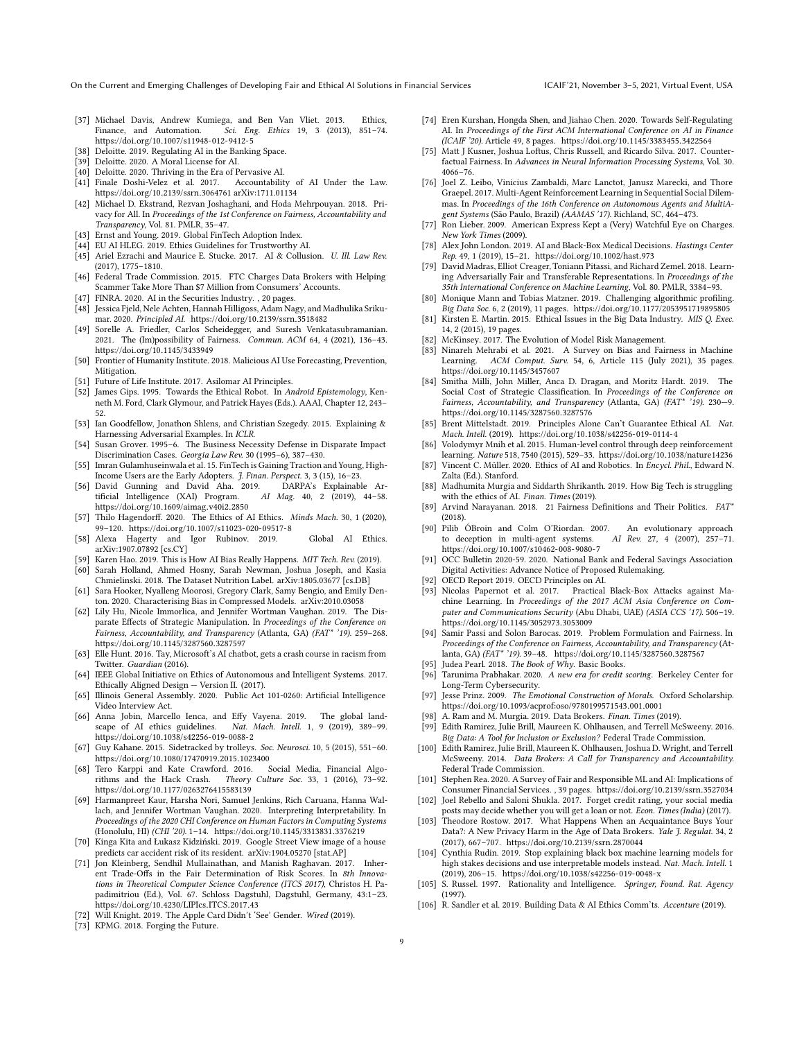- [37] Michael Davis, Andrew Kumiega, and Ben Van Vliet. 2013. Ethics, Finance, and Automation. *Sci. Eng. Ethics* 19, 3 (2013), 851–74. https://doi.org/10.1007/s11948-012-9412-5
- [38] Deloitte. 2019. Regulating AI in the Banking Space.
- [39] Deloitte. 2020. A Moral License for AI.
- [40] Deloitte. 2020. Thriving in the Era of Pervasive AI.
- [41] Finale Doshi-Velez et al. 2017. Accountability of AI Under the Law. https://doi.org/10.2139/ssrn.3064761 arXiv:1711.01134
- [42] Michael D. Ekstrand, Rezvan Joshaghani, and Hoda Mehrpouyan. 2018. Privacy for All. In *Proceedings of the 1st Conference on Fairness, Accountability and Transparency*, Vol. 81. PMLR, 35–47.
- [43] Ernst and Young. 2019. Global FinTech Adoption Index.
- [44] EU AI HLEG. 2019. Ethics Guidelines for Trustworthy AI.
- [45] Ariel Ezrachi and Maurice E. Stucke. 2017. AI & Collusion. *U. Ill. Law Rev.* (2017), 1775–1810.
- [46] Federal Trade Commission. 2015. FTC Charges Data Brokers with Helping Scammer Take More Than $7 Million from Consumers' Accounts.
- [47] FINRA. 2020. AI in the Securities Industry. , 20 pages.
- [48] Jessica Fjeld, Nele Achten, Hannah Hilligoss, Adam Nagy, and Madhulika Srikumar. 2020. *Principled AI*. https://doi.org/10.2139/ssrn.3518482
- [49] Sorelle A. Friedler, Carlos Scheidegger, and Suresh Venkatasubramanian. 2021. The (Im)possibility of Fairness. *Commun. ACM* 64, 4 (2021), 136–43. https://doi.org/10.1145/3433949
- [50] Frontier of Humanity Institute. 2018. Malicious AI Use Forecasting, Prevention, Mitigation.
- [51] Future of Life Institute. 2017. Asilomar AI Principles.
- [52] James Gips. 1995. Towards the Ethical Robot. In *Android Epistemology*, Kenneth M. Ford, Clark Glymour, and Patrick Hayes (Eds.). AAAI, Chapter 12, 243–52.
- [53] Ian Goodfellow, Jonathon Shlens, and Christian Szegedy. 2015. Explaining & Harnessing Adversarial Examples. In *ICLR*.
- [54] Susan Grover. 1995–6. The Business Necessity Defense in Disparate Impact Discrimination Cases. *Georgia Law Rev.* 30 (1995–6), 387–430.
- [55] Imran Gulamhuseinwala et al. 15. FinTech is Gaining Traction and Young, High-Income Users are the Early Adopters. *J. Finan. Perspect.* 3, 3 (15), 16–23.
- [56] David Gunning and David Aha. 2019. DARPA's Explainable Artificial Intelligence (XAI) Program. *AI Mag.* 40, 2 (2019), 44–58. https://doi.org/10.1609/aimag.v40i2.2850
- [57] Thilo Hagendorff. 2020. The Ethics of AI Ethics. *Minds Mach.* 30, 1 (2020), 99–120. https://doi.org/10.1007/s11023-020-09517-8
- [58] Alexa Hagerty and Igor Rubinov. 2019. Global AI Ethics. arXiv:1907.07892 [cs.CY]
- [59] Karen Hao. 2019. This is How AI Bias Really Happens. *MIT Tech. Rev.* (2019).
- [60] Sarah Holland, Ahmed Hosny, Sarah Newman, Joshua Joseph, and Kasia Chmielinski. 2018. The Dataset Nutrition Label. arXiv:1805.03677 [cs.DB]
- [61] Sara Hooker, Nyalleng Moorosi, Gregory Clark, Samy Bengio, and Emily Denton. 2020. Characterising Bias in Compressed Models. arXiv:2010.03058
- [62] Lily Hu, Nicole Immorlica, and Jennifer Wortman Vaughan. 2019. The Disparate Effects of Strategic Manipulation. In *Proceedings of the Conference on Fairness, Accountability, and Transparency* (Atlanta, GA) *(FAT\* '19)*. 259–268. https://doi.org/10.1145/3287560.3287597
- [63] Elle Hunt. 2016. Tay, Microsoft's AI chatbot, gets a crash course in racism from Twitter. *Guardian* (2016).
- [64] IEEE Global Initiative on Ethics of Autonomous and Intelligent Systems. 2017. Ethically Aligned Design — Version II. (2017).
- [65] Illinois General Assembly. 2020. Public Act 101-0260: Artificial Intelligence Video Interview Act.
- [66] Anna Jobin, Marcello Ienca, and Effy Vayena. 2019. The global landscape of AI ethics guidelines. *Nat. Mach. Intell.* 1, 9 (2019), 389–99. https://doi.org/10.1038/s42256-019-0088-2
- [67] Guy Kahane. 2015. Sidetracked by trolleys. *Soc. Neurosci.* 10, 5 (2015), 551–60. https://doi.org/10.1080/17470919.2015.1023400
- [68] Tero Karppi and Kate Crawford. 2016. Social Media, Financial Algorithms and the Hack Crash. *Theory Culture Soc.* 33, 1 (2016), 73–92. https://doi.org/10.1177/0263276415583139
- [69] Harmanpreet Kaur, Harsha Nori, Samuel Jenkins, Rich Caruana, Hanna Wallach, and Jennifer Wortman Vaughan. 2020. Interpreting Interpretability. In *Proceedings of the 2020 CHI Conference on Human Factors in Computing Systems* (Honolulu, HI) *(CHI '20)*. 1–14. https://doi.org/10.1145/3313831.3376219
- [70] Kinga Kita and Łukasz Kidziński. 2019. Google Street View image of a house predicts car accident risk of its resident. arXiv:1904.05270 [stat.AP]
- [71] Jon Kleinberg, Sendhil Mullainathan, and Manish Raghavan. 2017. Inherent Trade-Offs in the Fair Determination of Risk Scores. In *8th Innovations in Theoretical Computer Science Conference (ITCS 2017)*, Christos H. Papadimitriou (Ed.), Vol. 67. Schloss Dagstuhl, Dagstuhl, Germany, 43:1–23. https://doi.org/10.4230/LIPIcs.ITCS.2017.43
- [72] Will Knight. 2019. The Apple Card Didn't 'See' Gender. *Wired* (2019).
- [73] KPMG. 2018. Forging the Future.
- [74] Eren Kurshan, Hongda Shen, and Jiahao Chen. 2020. Towards Self-Regulating AI. In *Proceedings of the First ACM International Conference on AI in Finance (ICAIF '20)*. Article 49, 8 pages. https://doi.org/10.1145/3383455.3422564
- [75] Matt J Kusner, Joshua Loftus, Chris Russell, and Ricardo Silva. 2017. Counterfactual Fairness. In *Advances in Neural Information Processing Systems*, Vol. 30. 4066–76.
- [76] Joel Z. Leibo, Vinicius Zambaldi, Marc Lanctot, Janusz Marecki, and Thore Graepel. 2017. Multi-Agent Reinforcement Learning in Sequential Social Dilemmas. In *Proceedings of the 16th Conference on Autonomous Agents and MultiAgent Systems* (São Paulo, Brazil) *(AAMAS '17)*. Richland, SC, 464–473.
- [77] Ron Lieber. 2009. American Express Kept a (Very) Watchful Eye on Charges. *New York Times* (2009).
- [78] Alex John London. 2019. AI and Black-Box Medical Decisions. *Hastings Center Rep.* 49, 1 (2019), 15–21. https://doi.org/10.1002/hast.973
- [79] David Madras, Elliot Creager, Toniann Pitassi, and Richard Zemel. 2018. Learning Adversarially Fair and Transferable Representations. In *Proceedings of the 35th International Conference on Machine Learning*, Vol. 80. PMLR, 3384–93.
- [80] Monique Mann and Tobias Matzner. 2019. Challenging algorithmic profiling. *Big Data Soc.* 6, 2 (2019), 11 pages. https://doi.org/10.1177/2053951719895805
- [81] Kirsten E. Martin. 2015. Ethical Issues in the Big Data Industry. *MIS Q. Exec.* 14, 2 (2015), 19 pages.
- [82] McKinsey. 2017. The Evolution of Model Risk Management.
- [83] Ninareh Mehrabi et al. 2021. A Survey on Bias and Fairness in Machine Learning. *ACM Comput. Surv.* 54, 6, Article 115 (July 2021), 35 pages. https://doi.org/10.1145/3457607
- [84] Smitha Milli, John Miller, Anca D. Dragan, and Moritz Hardt. 2019. The Social Cost of Strategic Classification. In *Proceedings of the Conference on Fairness, Accountability, and Transparency* (Atlanta, GA) *(FAT\* '19)*. 230—9. https://doi.org/10.1145/3287560.3287576
- [85] Brent Mittelstadt. 2019. Principles Alone Can't Guarantee Ethical AI. *Nat. Mach. Intell.* (2019). https://doi.org/10.1038/s42256-019-0114-4
- [86] Volodymyr Mnih et al. 2015. Human-level control through deep reinforcement learning. *Nature* 518, 7540 (2015), 529–33. https://doi.org/10.1038/nature14236
- [87] Vincent C. Müller. 2020. Ethics of AI and Robotics. In *Encycl. Phil.*, Edward N. Zalta (Ed.). Stanford.
- [88] Madhumita Murgia and Siddarth Shrikanth. 2019. How Big Tech is struggling with the ethics of AI. *Finan. Times* (2019).
- [89] Arvind Narayanan. 2018. 21 Fairness Definitions and Their Politics. *FAT\** (2018).
- [90] Pilib ÓBroin and Colm O'Riordan. 2007. An evolutionary approach to deception in multi-agent systems. *AI Rev.* 27, 4 (2007), 257–71. https://doi.org/10.1007/s10462-008-9080-7
- [91] OCC Bulletin 2020-59. 2020. National Bank and Federal Savings Association Digital Activities: Advance Notice of Proposed Rulemaking.
- [92] OECD Report 2019. OECD Principles on AI.
- [93] Nicolas Papernot et al. 2017. Practical Black-Box Attacks against Machine Learning. In *Proceedings of the 2017 ACM Asia Conference on Computer and Communications Security* (Abu Dhabi, UAE) *(ASIA CCS '17)*. 506–19. https://doi.org/10.1145/3052973.3053009
- [94] Samir Passi and Solon Barocas. 2019. Problem Formulation and Fairness. In *Proceedings of the Conference on Fairness, Accountability, and Transparency* (Atlanta, GA) *(FAT\* '19)*. 39–48. https://doi.org/10.1145/3287560.3287567
- [95] Judea Pearl. 2018. *The Book of Why*. Basic Books.
- [96] Tarunima Prabhakar. 2020. *A new era for credit scoring*. Berkeley Center for Long-Term Cybersecurity.
- [97] Jesse Prinz. 2009. *The Emotional Construction of Morals*. Oxford Scholarship. https://doi.org/10.1093/acprof:oso/9780199571543.001.0001
- [98] A. Ram and M. Murgia. 2019. Data Brokers. *Finan. Times* (2019).
- [99] Edith Ramirez, Julie Brill, Maureen K. Ohlhausen, and Terrell McSweeny. 2016. *Big Data: A Tool for Inclusion or Exclusion?* Federal Trade Commission.
- [100] Edith Ramirez, Julie Brill, Maureen K. Ohlhausen, Joshua D. Wright, and Terrell McSweeny. 2014. *Data Brokers: A Call for Transparency and Accountability*. Federal Trade Commission.
- [101] Stephen Rea. 2020. A Survey of Fair and Responsible ML and AI: Implications of Consumer Financial Services. , 39 pages. https://doi.org/10.2139/ssrn.3527034
- [102] Joel Rebello and Saloni Shukla. 2017. Forget credit rating, your social media posts may decide whether you will get a loan or not. *Econ. Times (India)* (2017).
- [103] Theodore Rostow. 2017. What Happens When an Acquaintance Buys Your Data?: A New Privacy Harm in the Age of Data Brokers. *Yale J. Regulat.* 34, 2 (2017), 667–707. https://doi.org/10.2139/ssrn.2870044
- [104] Cynthia Rudin. 2019. Stop explaining black box machine learning models for high stakes decisions and use interpretable models instead. *Nat. Mach. Intell.* 1 (2019), 206–15. https://doi.org/10.1038/s42256-019-0048-x
- [105] S. Russel. 1997. Rationality and Intelligence. *Springer, Found. Rat. Agency* (1997).
- [106] R. Sandler et al. 2019. Building Data & AI Ethics Comm'ts. *Accenture* (2019).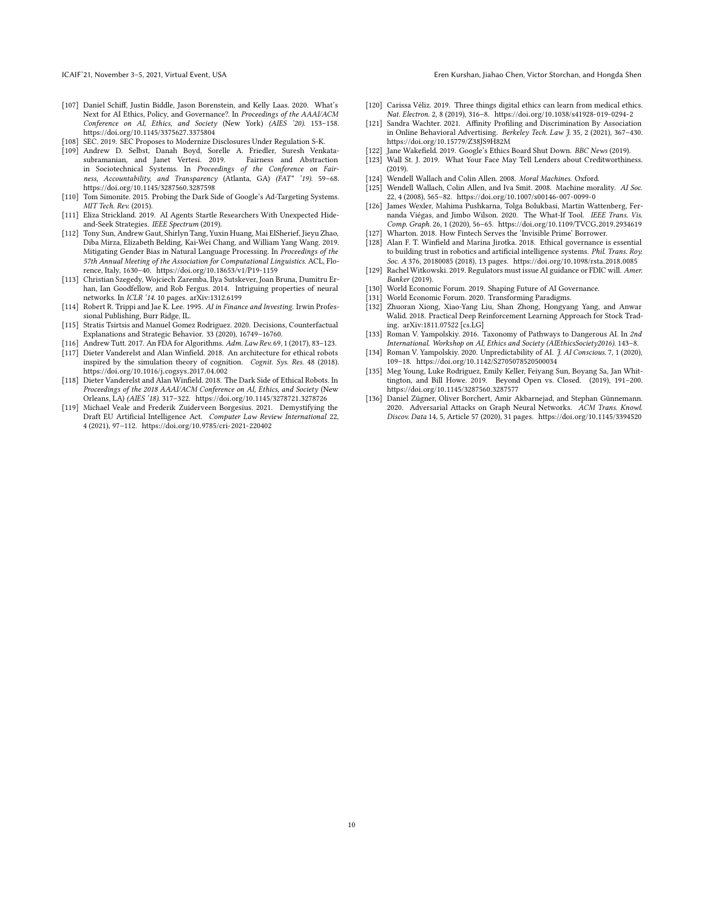- [107] Daniel Schiff, Justin Biddle, Jason Borenstein, and Kelly Laas. 2020. What's Next for AI Ethics, Policy, and Governance?. In *Proceedings of the AAAI/ACM Conference on AI, Ethics, and Society* (New York) *(AIES '20)*. 153–158. https://doi.org/10.1145/3375627.3375804
- [108] SEC. 2019. SEC Proposes to Modernize Disclosures Under Regulation S-K.
- [109] Andrew D. Selbst, Danah Boyd, Sorelle A. Friedler, Suresh Venkatasubramanian, and Janet Vertesi. 2019. Fairness and Abstraction in Sociotechnical Systems. In *Proceedings of the Conference on Fairness, Accountability, and Transparency* (Atlanta, GA) *(FAT* '19)*. 59–68. https://doi.org/10.1145/3287560.3287598
- [110] Tom Simonite. 2015. Probing the Dark Side of Google's Ad-Targeting Systems. *MIT Tech. Rev.* (2015).
- [111] Eliza Strickland. 2019. AI Agents Startle Researchers With Unexpected Hide-and-Seek Strategies. *IEEE Spectrum* (2019).
- [112] Tony Sun, Andrew Gaut, Shirlyn Tang, Yuxin Huang, Mai ElSherief, Jieyu Zhao, Diba Mirza, Elizabeth Belding, Kai-Wei Chang, and William Yang Wang. 2019. Mitigating Gender Bias in Natural Language Processing. In *Proceedings of the 57th Annual Meeting of the Association for Computational Linguistics*. ACL, Florence, Italy, 1630–40. https://doi.org/10.18653/v1/P19-1159
- [113] Christian Szegedy, Wojciech Zaremba, Ilya Sutskever, Joan Bruna, Dumitru Erhan, Ian Goodfellow, and Rob Fergus. 2014. Intriguing properties of neural networks. In *ICLR '14*. 10 pages. arXiv:1312.6199
- [114] Robert R. Trippi and Jae K. Lee. 1995. *AI in Finance and Investing.* Irwin Professional Publishing, Burr Ridge, IL.
- [115] Stratis Tsirtsis and Manuel Gomez Rodriguez. 2020. Decisions, Counterfactual Explanations and Strategic Behavior. 33 (2020), 16749–16760.
- [116] Andrew Tutt. 2017. An FDA for Algorithms. *Adm. Law Rev.* 69, 1 (2017), 83–123.
- [117] Dieter Vanderelst and Alan Winfield. 2018. An architecture for ethical robots inspired by the simulation theory of cognition. *Cognit. Sys. Res.* 48 (2018). https://doi.org/10.1016/j.cogsys.2017.04.002
- [118] Dieter Vanderelst and Alan Winfield. 2018. The Dark Side of Ethical Robots. In *Proceedings of the 2018 AAAI/ACM Conference on AI, Ethics, and Society* (New Orleans, LA) *(AIES '18)*. 317–322. https://doi.org/10.1145/3278721.3278726
- [119] Michael Veale and Frederik Zuiderveen Borgesius. 2021. Demystifying the Draft EU Artificial Intelligence Act. *Computer Law Review International* 22, 4 (2021), 97–112. https://doi.org/10.9785/cri-2021-220402
- [120] Carissa Véliz. 2019. Three things digital ethics can learn from medical ethics. *Nat. Electron.* 2, 8 (2019), 316–8. https://doi.org/10.1038/s41928-019-0294-2
- [121] Sandra Wachter. 2021. Affinity Profiling and Discrimination By Association in Online Behavioral Advertising. *Berkeley Tech. Law J.* 35, 2 (2021), 367–430. https://doi.org/10.15779/Z38JS9H82M
- [122] Jane Wakefield. 2019. Google's Ethics Board Shut Down. *BBC News* (2019).
- [123] Wall St. J. 2019. What Your Face May Tell Lenders about Creditworthiness. (2019).
- [124] Wendell Wallach and Colin Allen. 2008. *Moral Machines.* Oxford.
- [125] Wendell Wallach, Colin Allen, and Iva Smit. 2008. Machine morality. *AI Soc.* 22, 4 (2008), 565–82. https://doi.org/10.1007/s00146-007-0099-0
- [126] James Wexler, Mahima Pushkarna, Tolga Bolukbasi, Martin Wattenberg, Fernanda Viégas, and Jimbo Wilson. 2020. The What-If Tool. *IEEE Trans. Vis. Comp. Graph.* 26, 1 (2020), 56–65. https://doi.org/10.1109/TVCG.2019.2934619
- [127] Wharton. 2018. How Fintech Serves the 'Invisible Prime' Borrower.
- [128] Alan F. T. Winfield and Marina Jirotka. 2018. Ethical governance is essential to building trust in robotics and artificial intelligence systems. *Phil. Trans. Roy. Soc. A* 376, 20180085 (2018), 13 pages. https://doi.org/10.1098/rsta.2018.0085
- [129] Rachel Witkowski. 2019. Regulators must issue AI guidance or FDIC will. *Amer. Banker* (2019).
- [130] World Economic Forum. 2019. Shaping Future of AI Governance.
- [131] World Economic Forum. 2020. Transforming Paradigms.
- [132] Zhuoran Xiong, Xiao-Yang Liu, Shan Zhong, Hongyang Yang, and Anwar Walid. 2018. Practical Deep Reinforcement Learning Approach for Stock Trading. arXiv:1811.07522 [cs.LG]
- [133] Roman V. Yampolskiy. 2016. Taxonomy of Pathways to Dangerous AI. In *2nd International. Workshop on AI, Ethics and Society (AIEthicsSociety2016)*. 143–8.
- [134] Roman V. Yampolskiy. 2020. Unpredictability of AI. *J. AI Conscious.* 7, 1 (2020), 109–18. https://doi.org/10.1142/S2705078520500034
- [135] Meg Young, Luke Rodriguez, Emily Keller, Feiyang Sun, Boyang Sa, Jan Whittington, and Bill Howe. 2019. Beyond Open vs. Closed. (2019), 191–200. https://doi.org/10.1145/3287560.3287577
- [136] Daniel Zügner, Oliver Borchert, Amir Akbarnejad, and Stephan Günnemann. 2020. Adversarial Attacks on Graph Neural Networks. *ACM Trans. Knowl. Discov. Data* 14, 5, Article 57 (2020), 31 pages. https://doi.org/10.1145/3394520